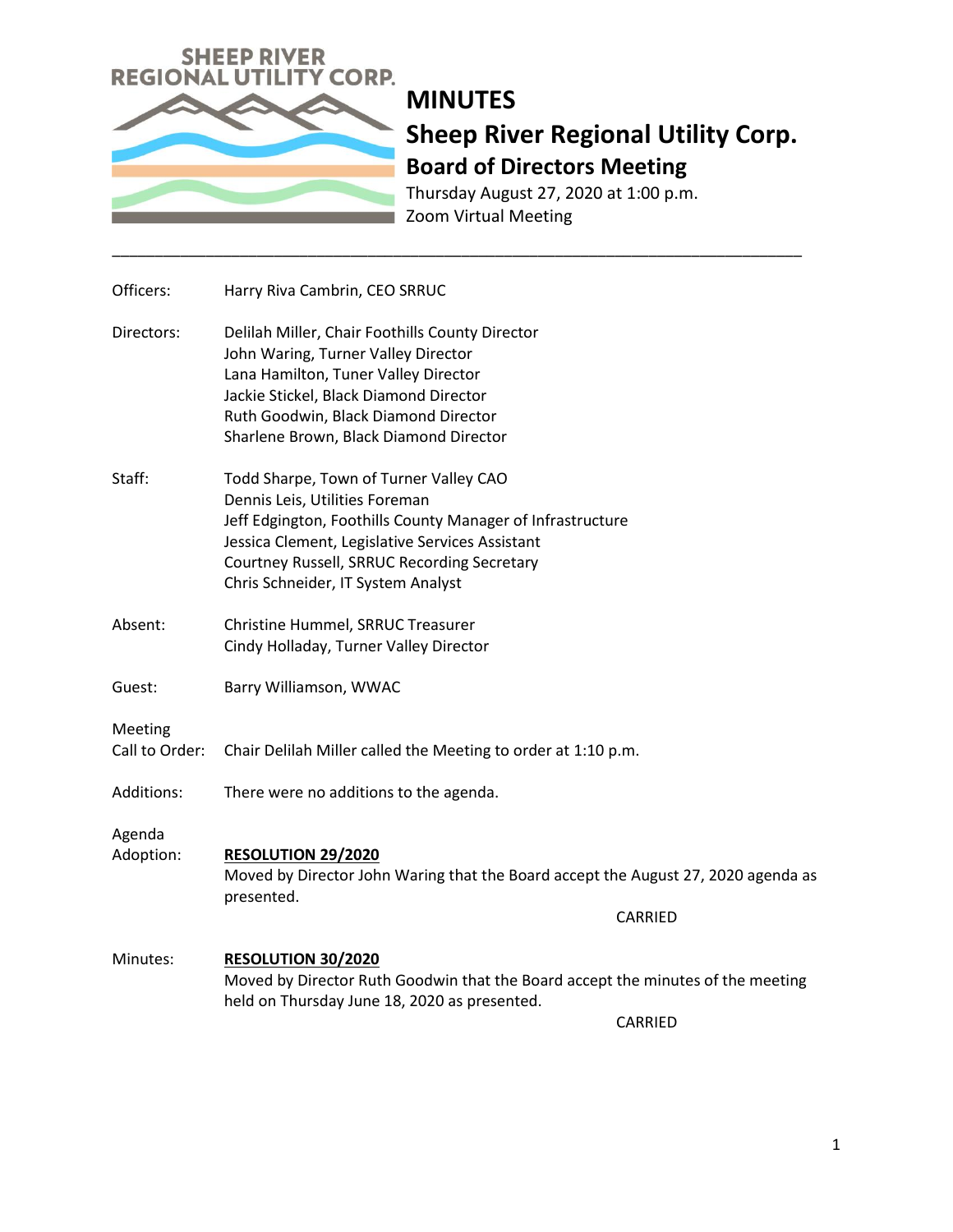SHEEP RIVER
REGIONAL UTILITY CORP.

# MINUTES

## Sheep River Regional Utility Corp.

### Board of Directors Meeting

Thursday August 27, 2020 at 1:00 p.m.
Zoom Virtual Meeting

---

Officers: Harry Riva Cambrin, CEO SRRUC

Directors: Delilah Miller, Chair Foothills County Director
John Waring, Turner Valley Director
Lana Hamilton, Tuner Valley Director
Jackie Stickel, Black Diamond Director
Ruth Goodwin, Black Diamond Director
Sharlene Brown, Black Diamond Director

Staff: Todd Sharpe, Town of Turner Valley CAO
Dennis Leis, Utilities Foreman
Jeff Edgington, Foothills County Manager of Infrastructure
Jessica Clement, Legislative Services Assistant
Courtney Russell, SRRUC Recording Secretary
Chris Schneider, IT System Analyst

Absent: Christine Hummel, SRRUC Treasurer
Cindy Holladay, Turner Valley Director

Guest: Barry Williamson, WWAC

Meeting Call to Order: Chair Delilah Miller called the Meeting to order at 1:10 p.m.

Additions: There were no additions to the agenda.

Agenda Adoption: **RESOLUTION 29/2020**
Moved by Director John Waring that the Board accept the August 27, 2020 agenda as presented.

CARRIED

Minutes: **RESOLUTION 30/2020**
Moved by Director Ruth Goodwin that the Board accept the minutes of the meeting held on Thursday June 18, 2020 as presented.

CARRIED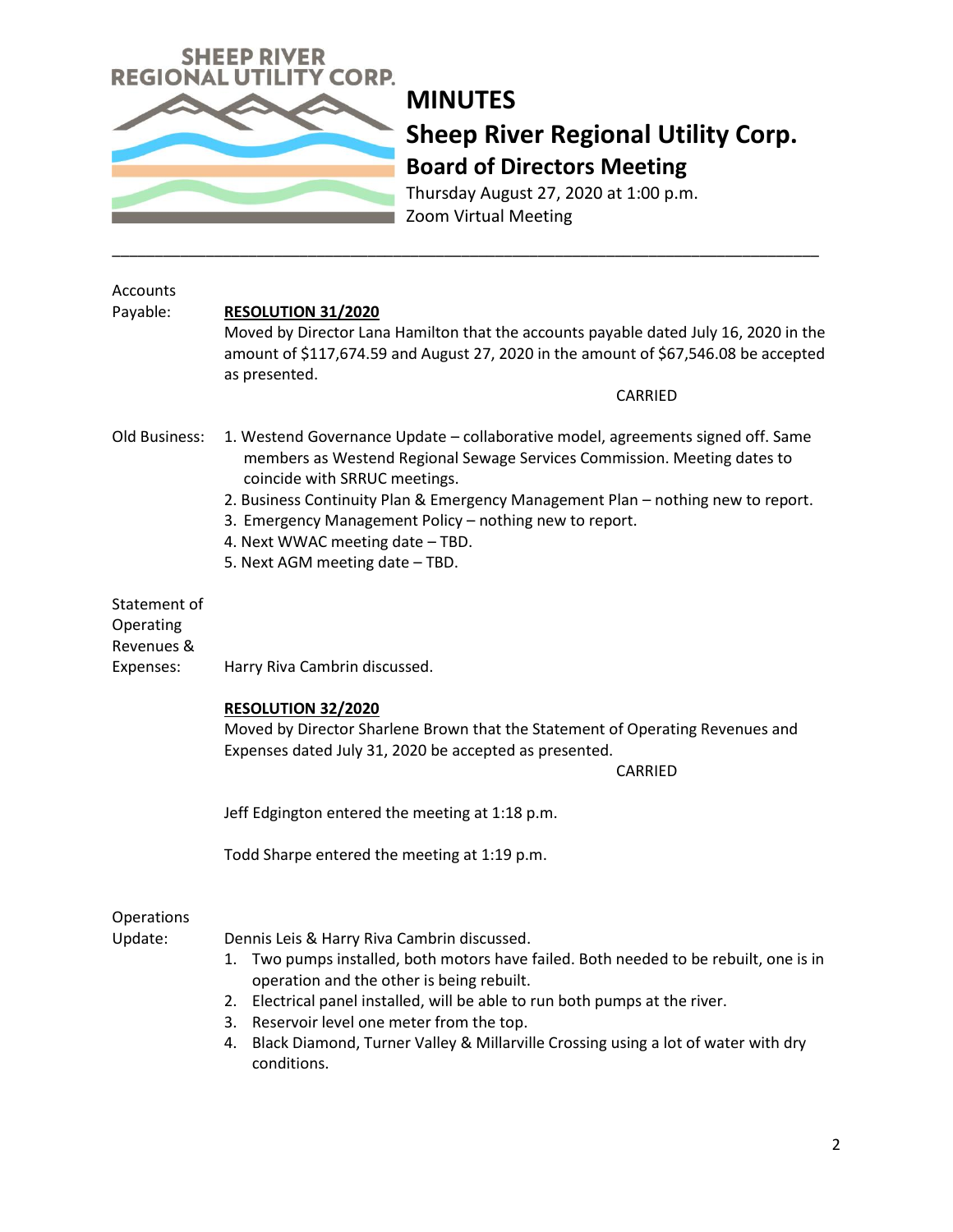**SHEEP RIVER REGIONAL UTILITY CORP.**

# MINUTES

## Sheep River Regional Utility Corp.

### Board of Directors Meeting

Thursday August 27, 2020 at 1:00 p.m.
Zoom Virtual Meeting

---

**Accounts Payable:**

**RESOLUTION 31/2020**
Moved by Director Lana Hamilton that the accounts payable dated July 16, 2020 in the amount of $117,674.59 and August 27, 2020 in the amount of $67,546.08 be accepted as presented.

CARRIED

**Old Business:**

1. Westend Governance Update – collaborative model, agreements signed off. Same members as Westend Regional Sewage Services Commission. Meeting dates to coincide with SRRUC meetings.
2. Business Continuity Plan & Emergency Management Plan – nothing new to report.
3. Emergency Management Policy – nothing new to report.
4. Next WWAC meeting date – TBD.
5. Next AGM meeting date – TBD.

**Statement of Operating Revenues & Expenses:**

Harry Riva Cambrin discussed.

**RESOLUTION 32/2020**
Moved by Director Sharlene Brown that the Statement of Operating Revenues and Expenses dated July 31, 2020 be accepted as presented.

CARRIED

Jeff Edgington entered the meeting at 1:18 p.m.

Todd Sharpe entered the meeting at 1:19 p.m.

**Operations Update:**

Dennis Leis & Harry Riva Cambrin discussed.

1. Two pumps installed, both motors have failed. Both needed to be rebuilt, one is in operation and the other is being rebuilt.
2. Electrical panel installed, will be able to run both pumps at the river.
3. Reservoir level one meter from the top.
4. Black Diamond, Turner Valley & Millarville Crossing using a lot of water with dry conditions.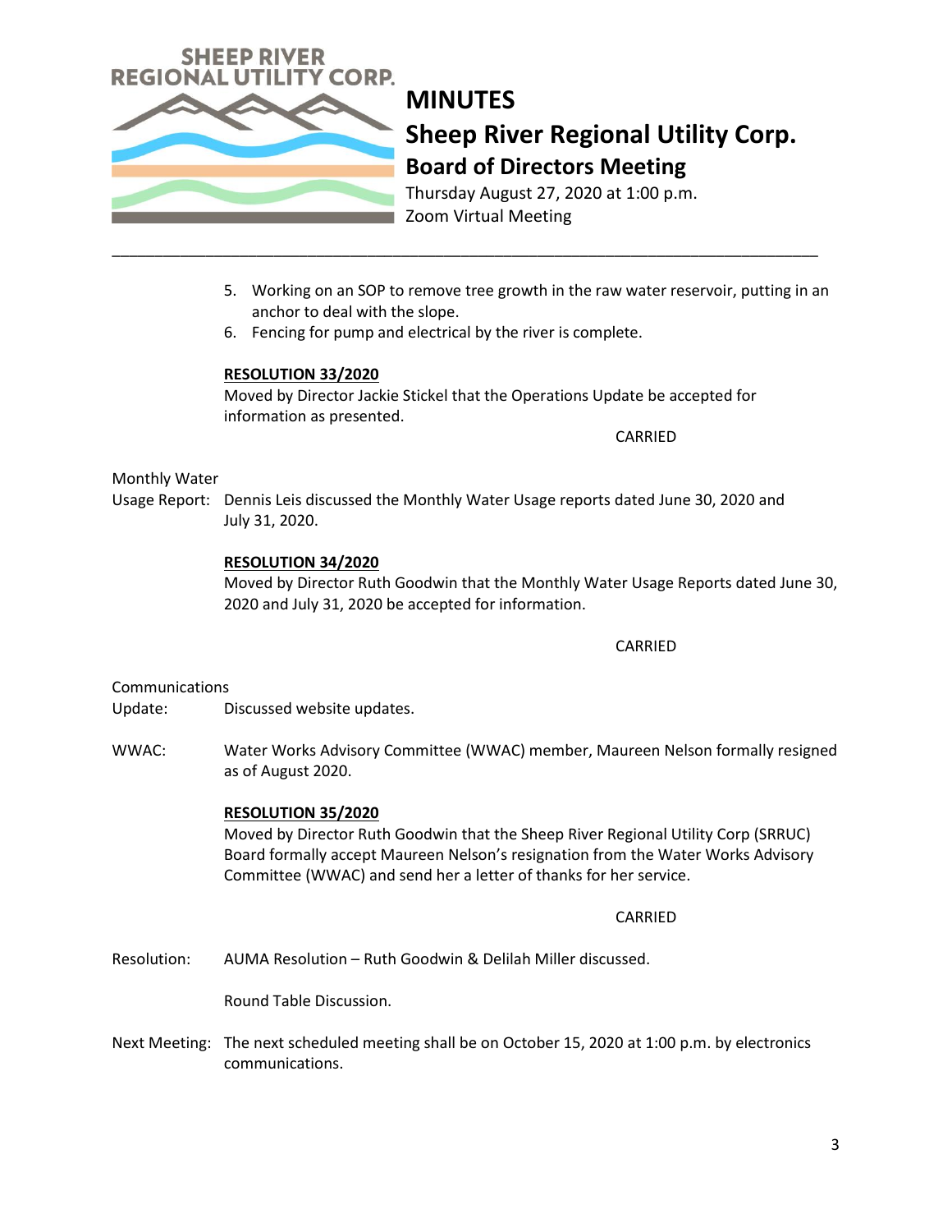# MINUTES

## Sheep River Regional Utility Corp.

### Board of Directors Meeting

Thursday August 27, 2020 at 1:00 p.m.
Zoom Virtual Meeting

---

5. Working on an SOP to remove tree growth in the raw water reservoir, putting in an anchor to deal with the slope.
6. Fencing for pump and electrical by the river is complete.

**RESOLUTION 33/2020**
Moved by Director Jackie Stickel that the Operations Update be accepted for information as presented.

CARRIED

Monthly Water Usage Report: Dennis Leis discussed the Monthly Water Usage reports dated June 30, 2020 and July 31, 2020.

**RESOLUTION 34/2020**
Moved by Director Ruth Goodwin that the Monthly Water Usage Reports dated June 30, 2020 and July 31, 2020 be accepted for information.

CARRIED

Communications Update: Discussed website updates.

WWAC: Water Works Advisory Committee (WWAC) member, Maureen Nelson formally resigned as of August 2020.

**RESOLUTION 35/2020**
Moved by Director Ruth Goodwin that the Sheep River Regional Utility Corp (SRRUC) Board formally accept Maureen Nelson's resignation from the Water Works Advisory Committee (WWAC) and send her a letter of thanks for her service.

CARRIED

Resolution: AUMA Resolution – Ruth Goodwin & Delilah Miller discussed.

Round Table Discussion.

Next Meeting: The next scheduled meeting shall be on October 15, 2020 at 1:00 p.m. by electronics communications.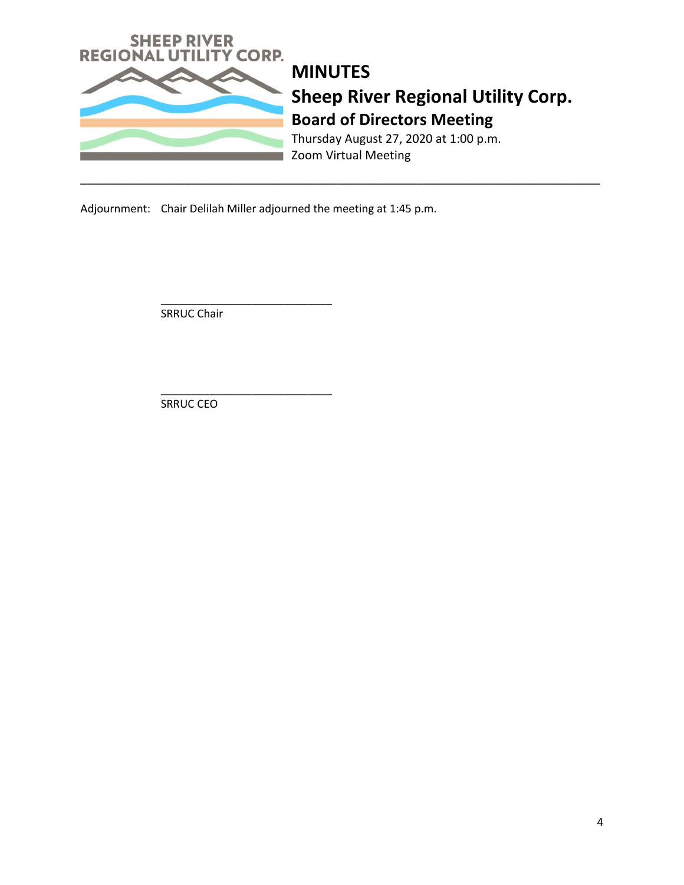SHEEP RIVER REGIONAL UTILITY CORP.

# MINUTES

## Sheep River Regional Utility Corp.

### Board of Directors Meeting

Thursday August 27, 2020 at 1:00 p.m.
Zoom Virtual Meeting

---

Adjournment: Chair Delilah Miller adjourned the meeting at 1:45 p.m.

\_\_\_\_\_\_\_\_\_\_\_\_\_\_\_\_\_\_\_\_\_\_\_\_\_\_\_\_
SRRUC Chair

\_\_\_\_\_\_\_\_\_\_\_\_\_\_\_\_\_\_\_\_\_\_\_\_\_\_\_\_
SRRUC CEO